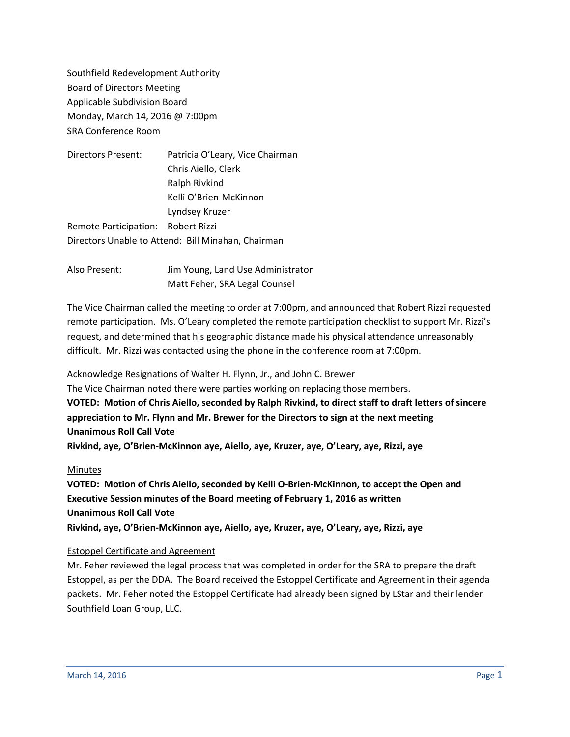Southfield Redevelopment Authority
Board of Directors Meeting
Applicable Subdivision Board
Monday, March 14, 2016 @ 7:00pm
SRA Conference Room

Directors Present: Patricia O'Leary, Vice Chairman
Chris Aiello, Clerk
Ralph Rivkind
Kelli O'Brien-McKinnon
Lyndsey Kruzer
Remote Participation: Robert Rizzi
Directors Unable to Attend: Bill Minahan, Chairman

Also Present: Jim Young, Land Use Administrator
Matt Feher, SRA Legal Counsel

The Vice Chairman called the meeting to order at 7:00pm, and announced that Robert Rizzi requested remote participation. Ms. O'Leary completed the remote participation checklist to support Mr. Rizzi's request, and determined that his geographic distance made his physical attendance unreasonably difficult. Mr. Rizzi was contacted using the phone in the conference room at 7:00pm.

Acknowledge Resignations of Walter H. Flynn, Jr., and John C. Brewer

The Vice Chairman noted there were parties working on replacing those members.

**VOTED: Motion of Chris Aiello, seconded by Ralph Rivkind, to direct staff to draft letters of sincere appreciation to Mr. Flynn and Mr. Brewer for the Directors to sign at the next meeting**
**Unanimous Roll Call Vote**
**Rivkind, aye, O'Brien-McKinnon aye, Aiello, aye, Kruzer, aye, O'Leary, aye, Rizzi, aye**

Minutes

**VOTED: Motion of Chris Aiello, seconded by Kelli O-Brien-McKinnon, to accept the Open and Executive Session minutes of the Board meeting of February 1, 2016 as written**
**Unanimous Roll Call Vote**
**Rivkind, aye, O'Brien-McKinnon aye, Aiello, aye, Kruzer, aye, O'Leary, aye, Rizzi, aye**

Estoppel Certificate and Agreement

Mr. Feher reviewed the legal process that was completed in order for the SRA to prepare the draft Estoppel, as per the DDA. The Board received the Estoppel Certificate and Agreement in their agenda packets. Mr. Feher noted the Estoppel Certificate had already been signed by LStar and their lender Southfield Loan Group, LLC.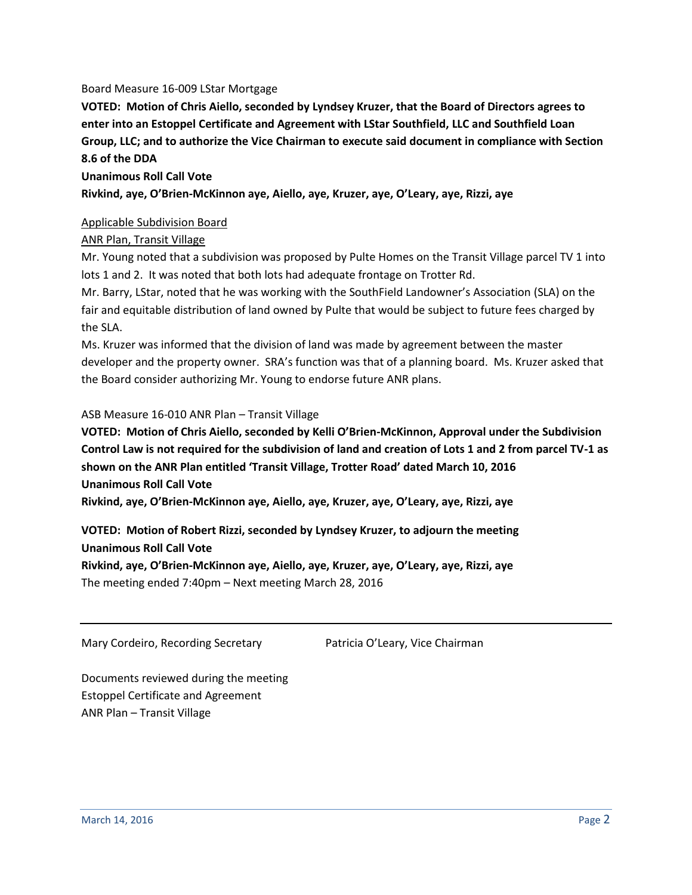Board Measure 16-009 LStar Mortgage

**VOTED: Motion of Chris Aiello, seconded by Lyndsey Kruzer, that the Board of Directors agrees to enter into an Estoppel Certificate and Agreement with LStar Southfield, LLC and Southfield Loan Group, LLC; and to authorize the Vice Chairman to execute said document in compliance with Section 8.6 of the DDA**

**Unanimous Roll Call Vote**

**Rivkind, aye, O'Brien-McKinnon aye, Aiello, aye, Kruzer, aye, O'Leary, aye, Rizzi, aye**

<u>Applicable Subdivision Board</u>

<u>ANR Plan, Transit Village</u>

Mr. Young noted that a subdivision was proposed by Pulte Homes on the Transit Village parcel TV 1 into lots 1 and 2. It was noted that both lots had adequate frontage on Trotter Rd.

Mr. Barry, LStar, noted that he was working with the SouthField Landowner's Association (SLA) on the fair and equitable distribution of land owned by Pulte that would be subject to future fees charged by the SLA.

Ms. Kruzer was informed that the division of land was made by agreement between the master developer and the property owner. SRA's function was that of a planning board. Ms. Kruzer asked that the Board consider authorizing Mr. Young to endorse future ANR plans.

ASB Measure 16-010 ANR Plan – Transit Village

**VOTED: Motion of Chris Aiello, seconded by Kelli O'Brien-McKinnon, Approval under the Subdivision Control Law is not required for the subdivision of land and creation of Lots 1 and 2 from parcel TV-1 as shown on the ANR Plan entitled 'Transit Village, Trotter Road' dated March 10, 2016**

**Unanimous Roll Call Vote**

**Rivkind, aye, O'Brien-McKinnon aye, Aiello, aye, Kruzer, aye, O'Leary, aye, Rizzi, aye**

**VOTED: Motion of Robert Rizzi, seconded by Lyndsey Kruzer, to adjourn the meeting**

**Unanimous Roll Call Vote**

**Rivkind, aye, O'Brien-McKinnon aye, Aiello, aye, Kruzer, aye, O'Leary, aye, Rizzi, aye**

The meeting ended 7:40pm – Next meeting March 28, 2016

---

Mary Cordeiro, Recording Secretary Patricia O'Leary, Vice Chairman

Documents reviewed during the meeting

Estoppel Certificate and Agreement

ANR Plan – Transit Village